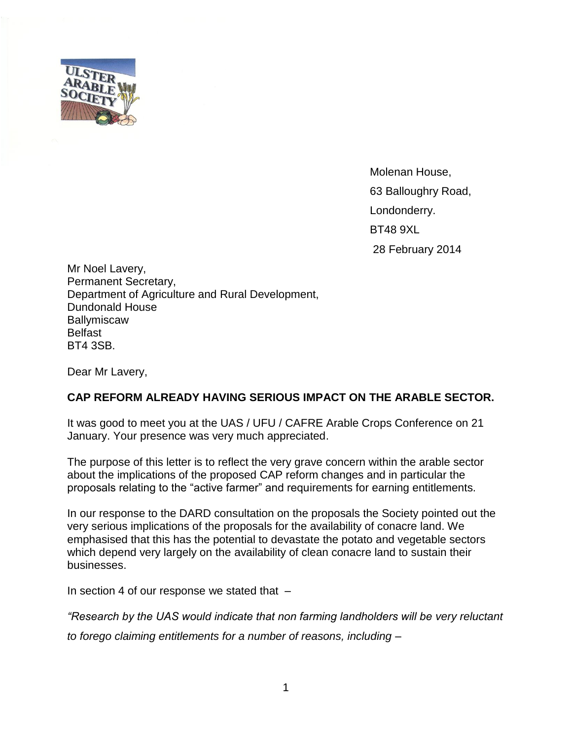Molenan House,

63 Balloughry Road,

Londonderry.

BT48 9XL

28 February 2014

Mr Noel Lavery,
Permanent Secretary,
Department of Agriculture and Rural Development,
Dundonald House
Ballymiscaw
Belfast
BT4 3SB.

Dear Mr Lavery,

**CAP REFORM ALREADY HAVING SERIOUS IMPACT ON THE ARABLE SECTOR.**

It was good to meet you at the UAS / UFU / CAFRE Arable Crops Conference on 21 January. Your presence was very much appreciated.

The purpose of this letter is to reflect the very grave concern within the arable sector about the implications of the proposed CAP reform changes and in particular the proposals relating to the "active farmer" and requirements for earning entitlements.

In our response to the DARD consultation on the proposals the Society pointed out the very serious implications of the proposals for the availability of conacre land. We emphasised that this has the potential to devastate the potato and vegetable sectors which depend very largely on the availability of clean conacre land to sustain their businesses.

In section 4 of our response we stated that –

*"Research by the UAS would indicate that non farming landholders will be very reluctant to forego claiming entitlements for a number of reasons, including –*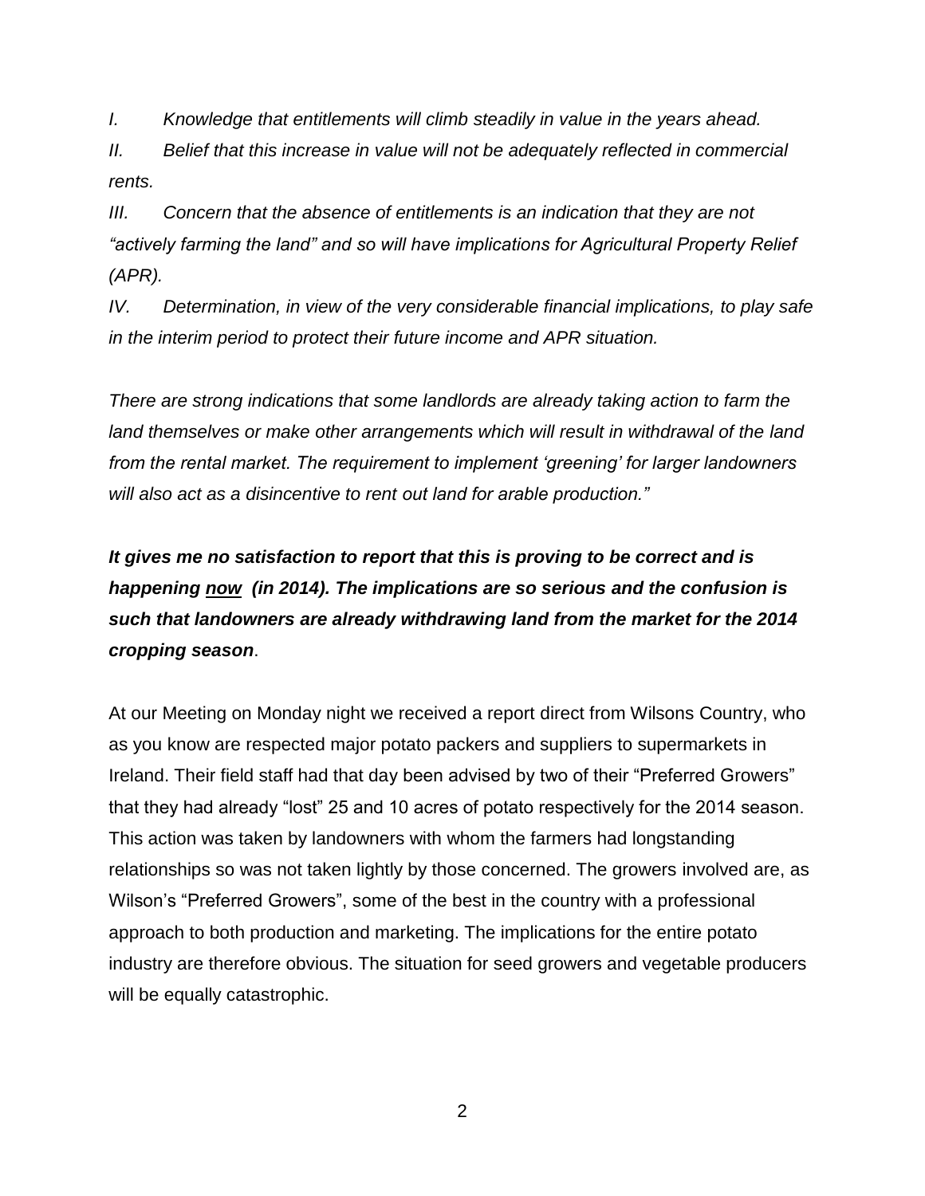*I. Knowledge that entitlements will climb steadily in value in the years ahead.*

*II. Belief that this increase in value will not be adequately reflected in commercial rents.*

*III. Concern that the absence of entitlements is an indication that they are not "actively farming the land" and so will have implications for Agricultural Property Relief (APR).*

*IV. Determination, in view of the very considerable financial implications, to play safe in the interim period to protect their future income and APR situation.*

*There are strong indications that some landlords are already taking action to farm the land themselves or make other arrangements which will result in withdrawal of the land from the rental market. The requirement to implement 'greening' for larger landowners will also act as a disincentive to rent out land for arable production."*

***It gives me no satisfaction to report that this is proving to be correct and is happening <u>now</u> (in 2014). The implications are so serious and the confusion is such that landowners are already withdrawing land from the market for the 2014 cropping season***.

At our Meeting on Monday night we received a report direct from Wilsons Country, who as you know are respected major potato packers and suppliers to supermarkets in Ireland. Their field staff had that day been advised by two of their "Preferred Growers" that they had already "lost" 25 and 10 acres of potato respectively for the 2014 season. This action was taken by landowners with whom the farmers had longstanding relationships so was not taken lightly by those concerned. The growers involved are, as Wilson's "Preferred Growers", some of the best in the country with a professional approach to both production and marketing. The implications for the entire potato industry are therefore obvious. The situation for seed growers and vegetable producers will be equally catastrophic.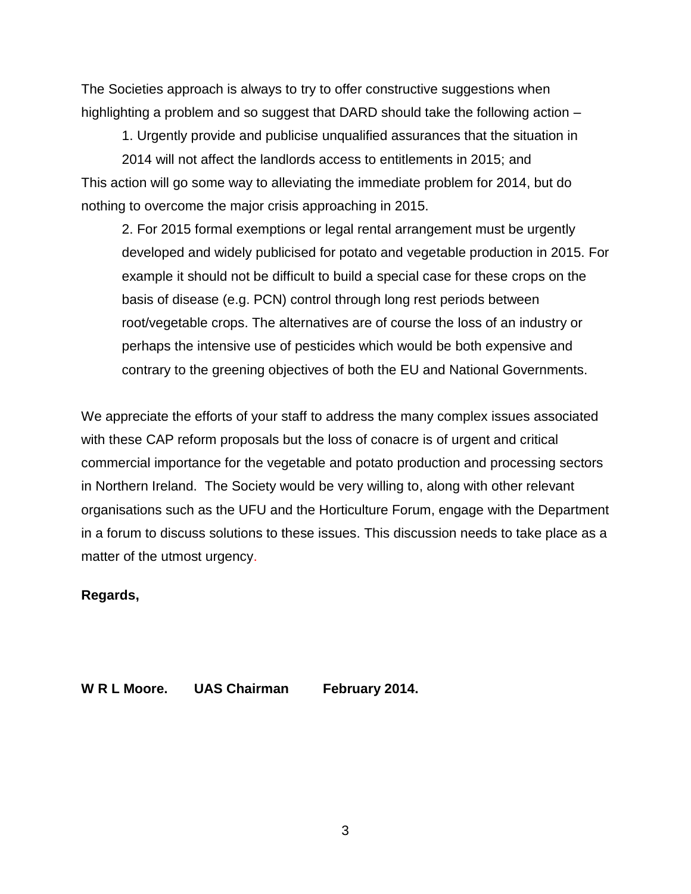The Societies approach is always to try to offer constructive suggestions when highlighting a problem and so suggest that DARD should take the following action –

1. Urgently provide and publicise unqualified assurances that the situation in 2014 will not affect the landlords access to entitlements in 2015; and

This action will go some way to alleviating the immediate problem for 2014, but do nothing to overcome the major crisis approaching in 2015.

2. For 2015 formal exemptions or legal rental arrangement must be urgently developed and widely publicised for potato and vegetable production in 2015. For example it should not be difficult to build a special case for these crops on the basis of disease (e.g. PCN) control through long rest periods between root/vegetable crops. The alternatives are of course the loss of an industry or perhaps the intensive use of pesticides which would be both expensive and contrary to the greening objectives of both the EU and National Governments.

We appreciate the efforts of your staff to address the many complex issues associated with these CAP reform proposals but the loss of conacre is of urgent and critical commercial importance for the vegetable and potato production and processing sectors in Northern Ireland. The Society would be very willing to, along with other relevant organisations such as the UFU and the Horticulture Forum, engage with the Department in a forum to discuss solutions to these issues. This discussion needs to take place as a matter of the utmost urgency.

**Regards,**

**W R L Moore. UAS Chairman February 2014.**